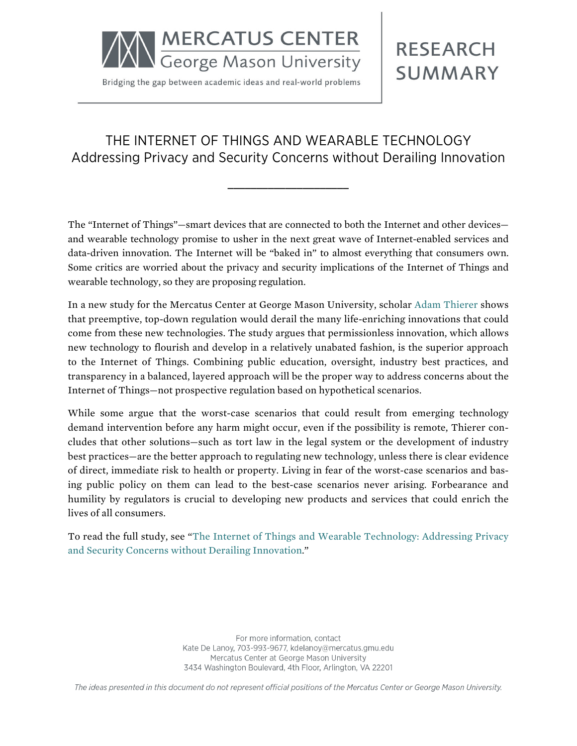MERCATUS CENTER
George Mason University

Bridging the gap between academic ideas and real-world problems

RESEARCH SUMMARY

# THE INTERNET OF THINGS AND WEARABLE TECHNOLOGY
## Addressing Privacy and Security Concerns without Derailing Innovation

---

The "Internet of Things"—smart devices that are connected to both the Internet and other devices—and wearable technology promise to usher in the next great wave of Internet-enabled services and data-driven innovation. The Internet will be "baked in" to almost everything that consumers own. Some critics are worried about the privacy and security implications of the Internet of Things and wearable technology, so they are proposing regulation.

In a new study for the Mercatus Center at George Mason University, scholar Adam Thierer shows that preemptive, top-down regulation would derail the many life-enriching innovations that could come from these new technologies. The study argues that permissionless innovation, which allows new technology to flourish and develop in a relatively unabated fashion, is the superior approach to the Internet of Things. Combining public education, oversight, industry best practices, and transparency in a balanced, layered approach will be the proper way to address concerns about the Internet of Things—not prospective regulation based on hypothetical scenarios.

While some argue that the worst-case scenarios that could result from emerging technology demand intervention before any harm might occur, even if the possibility is remote, Thierer concludes that other solutions—such as tort law in the legal system or the development of industry best practices—are the better approach to regulating new technology, unless there is clear evidence of direct, immediate risk to health or property. Living in fear of the worst-case scenarios and basing public policy on them can lead to the best-case scenarios never arising. Forbearance and humility by regulators is crucial to developing new products and services that could enrich the lives of all consumers.

To read the full study, see "The Internet of Things and Wearable Technology: Addressing Privacy and Security Concerns without Derailing Innovation."

For more information, contact
Kate De Lanoy, 703-993-9677, kdelanoy@mercatus.gmu.edu
Mercatus Center at George Mason University
3434 Washington Boulevard, 4th Floor, Arlington, VA 22201

*The ideas presented in this document do not represent official positions of the Mercatus Center or George Mason University.*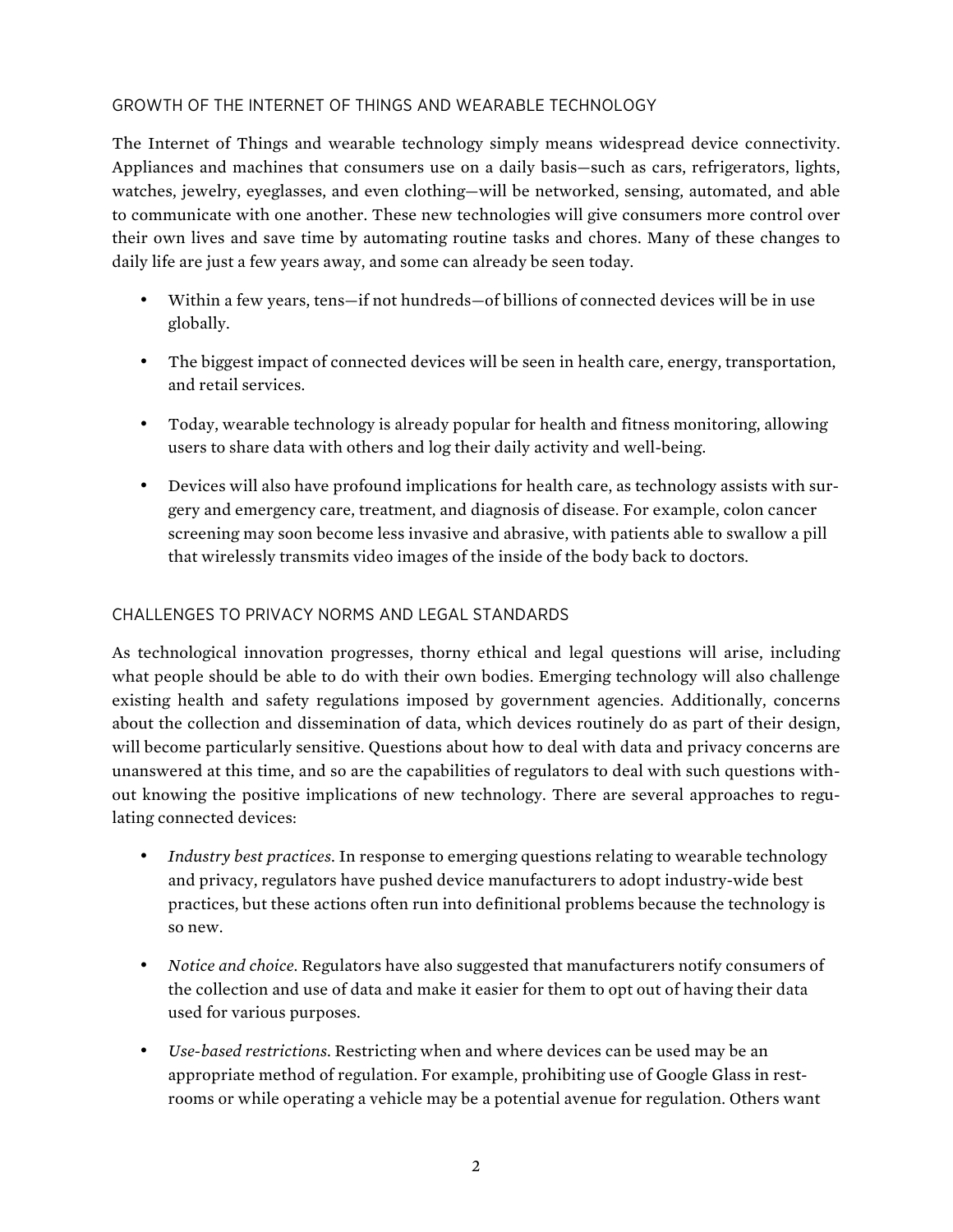## GROWTH OF THE INTERNET OF THINGS AND WEARABLE TECHNOLOGY

The Internet of Things and wearable technology simply means widespread device connectivity. Appliances and machines that consumers use on a daily basis—such as cars, refrigerators, lights, watches, jewelry, eyeglasses, and even clothing—will be networked, sensing, automated, and able to communicate with one another. These new technologies will give consumers more control over their own lives and save time by automating routine tasks and chores. Many of these changes to daily life are just a few years away, and some can already be seen today.

- Within a few years, tens—if not hundreds—of billions of connected devices will be in use globally.
- The biggest impact of connected devices will be seen in health care, energy, transportation, and retail services.
- Today, wearable technology is already popular for health and fitness monitoring, allowing users to share data with others and log their daily activity and well-being.
- Devices will also have profound implications for health care, as technology assists with surgery and emergency care, treatment, and diagnosis of disease. For example, colon cancer screening may soon become less invasive and abrasive, with patients able to swallow a pill that wirelessly transmits video images of the inside of the body back to doctors.

## CHALLENGES TO PRIVACY NORMS AND LEGAL STANDARDS

As technological innovation progresses, thorny ethical and legal questions will arise, including what people should be able to do with their own bodies. Emerging technology will also challenge existing health and safety regulations imposed by government agencies. Additionally, concerns about the collection and dissemination of data, which devices routinely do as part of their design, will become particularly sensitive. Questions about how to deal with data and privacy concerns are unanswered at this time, and so are the capabilities of regulators to deal with such questions without knowing the positive implications of new technology. There are several approaches to regulating connected devices:

- *Industry best practices*. In response to emerging questions relating to wearable technology and privacy, regulators have pushed device manufacturers to adopt industry-wide best practices, but these actions often run into definitional problems because the technology is so new.
- *Notice and choice*. Regulators have also suggested that manufacturers notify consumers of the collection and use of data and make it easier for them to opt out of having their data used for various purposes.
- *Use-based restrictions*. Restricting when and where devices can be used may be an appropriate method of regulation. For example, prohibiting use of Google Glass in restrooms or while operating a vehicle may be a potential avenue for regulation. Others want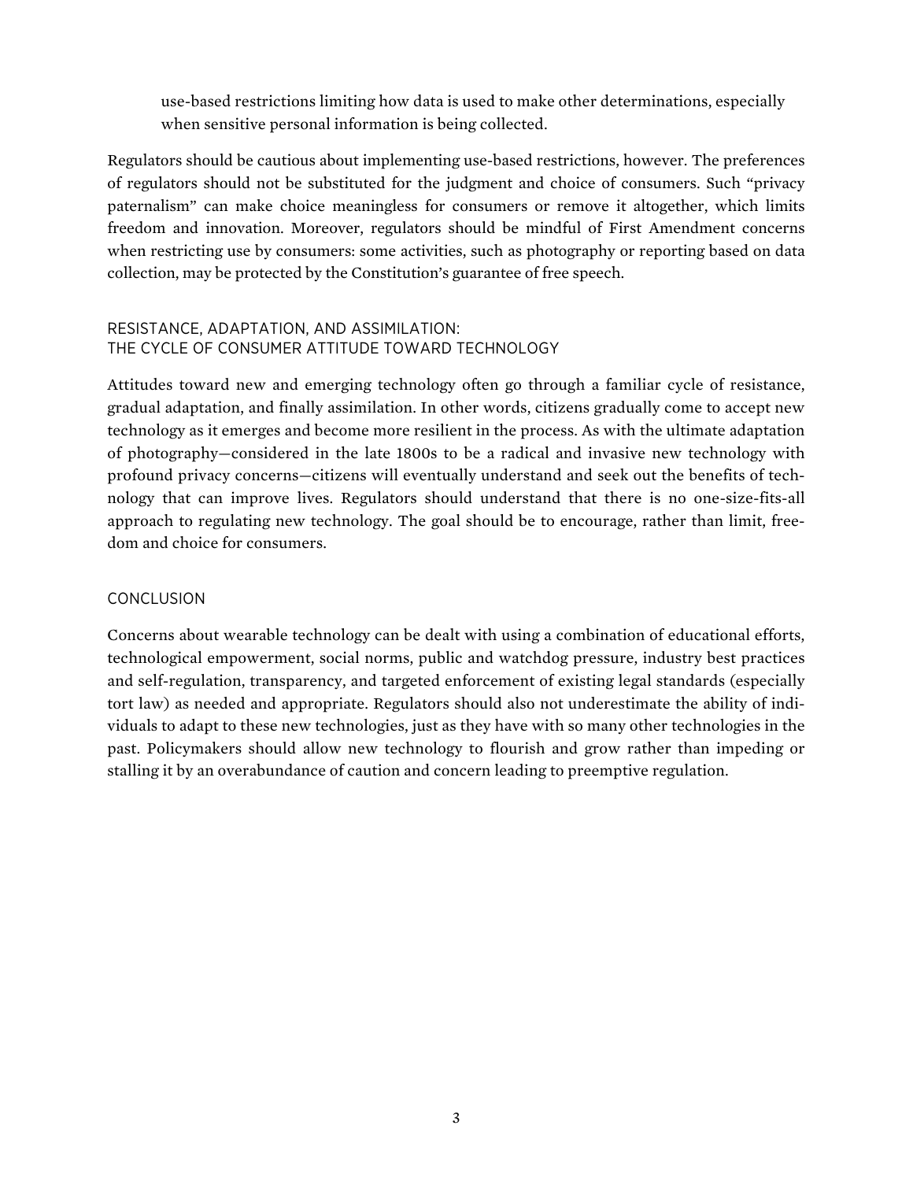use-based restrictions limiting how data is used to make other determinations, especially when sensitive personal information is being collected.

Regulators should be cautious about implementing use-based restrictions, however. The preferences of regulators should not be substituted for the judgment and choice of consumers. Such "privacy paternalism" can make choice meaningless for consumers or remove it altogether, which limits freedom and innovation. Moreover, regulators should be mindful of First Amendment concerns when restricting use by consumers: some activities, such as photography or reporting based on data collection, may be protected by the Constitution's guarantee of free speech.

## RESISTANCE, ADAPTATION, AND ASSIMILATION: THE CYCLE OF CONSUMER ATTITUDE TOWARD TECHNOLOGY

Attitudes toward new and emerging technology often go through a familiar cycle of resistance, gradual adaptation, and finally assimilation. In other words, citizens gradually come to accept new technology as it emerges and become more resilient in the process. As with the ultimate adaptation of photography—considered in the late 1800s to be a radical and invasive new technology with profound privacy concerns—citizens will eventually understand and seek out the benefits of technology that can improve lives. Regulators should understand that there is no one-size-fits-all approach to regulating new technology. The goal should be to encourage, rather than limit, freedom and choice for consumers.

## CONCLUSION

Concerns about wearable technology can be dealt with using a combination of educational efforts, technological empowerment, social norms, public and watchdog pressure, industry best practices and self-regulation, transparency, and targeted enforcement of existing legal standards (especially tort law) as needed and appropriate. Regulators should also not underestimate the ability of individuals to adapt to these new technologies, just as they have with so many other technologies in the past. Policymakers should allow new technology to flourish and grow rather than impeding or stalling it by an overabundance of caution and concern leading to preemptive regulation.